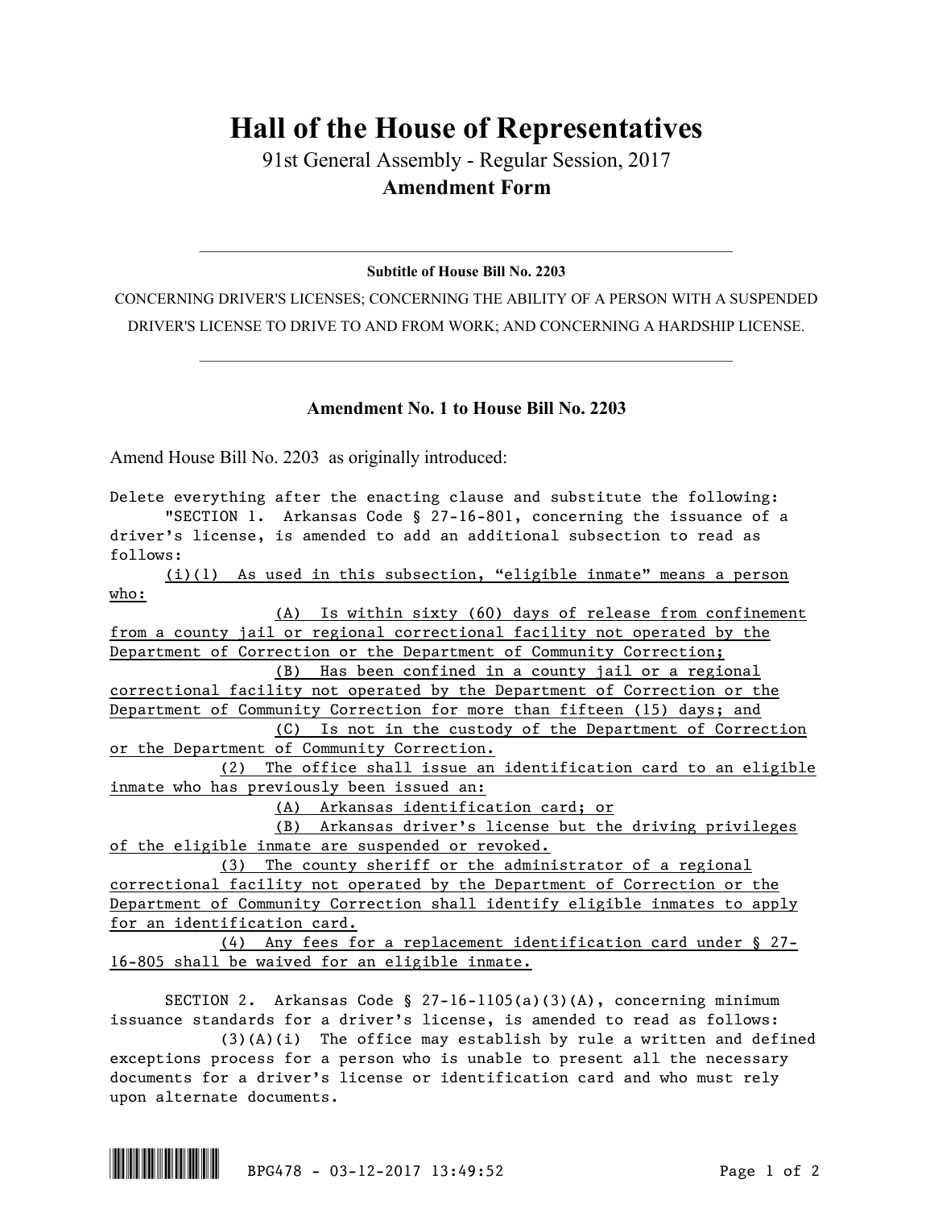# Hall of the House of Representatives

91st General Assembly - Regular Session, 2017

**Amendment Form**

---

**Subtitle of House Bill No. 2203**

CONCERNING DRIVER'S LICENSES; CONCERNING THE ABILITY OF A PERSON WITH A SUSPENDED DRIVER'S LICENSE TO DRIVE TO AND FROM WORK; AND CONCERNING A HARDSHIP LICENSE.

---

## Amendment No. 1 to House Bill No. 2203

Amend House Bill No. 2203 as originally introduced:

Delete everything after the enacting clause and substitute the following:

"SECTION 1. Arkansas Code § 27-16-801, concerning the issuance of a driver's license, is amended to add an additional subsection to read as follows:

(i)(1) As used in this subsection, "eligible inmate" means a person who:

(A) Is within sixty (60) days of release from confinement from a county jail or regional correctional facility not operated by the Department of Correction or the Department of Community Correction;

(B) Has been confined in a county jail or a regional correctional facility not operated by the Department of Correction or the Department of Community Correction for more than fifteen (15) days; and

(C) Is not in the custody of the Department of Correction or the Department of Community Correction.

(2) The office shall issue an identification card to an eligible inmate who has previously been issued an:

(A) Arkansas identification card; or

(B) Arkansas driver's license but the driving privileges of the eligible inmate are suspended or revoked.

(3) The county sheriff or the administrator of a regional correctional facility not operated by the Department of Correction or the Department of Community Correction shall identify eligible inmates to apply for an identification card.

(4) Any fees for a replacement identification card under § 27-16-805 shall be waived for an eligible inmate.

SECTION 2. Arkansas Code § 27-16-1105(a)(3)(A), concerning minimum issuance standards for a driver's license, is amended to read as follows:

(3)(A)(i) The office may establish by rule a written and defined exceptions process for a person who is unable to present all the necessary documents for a driver's license or identification card and who must rely upon alternate documents.

BPG478 - 03-12-2017 13:49:52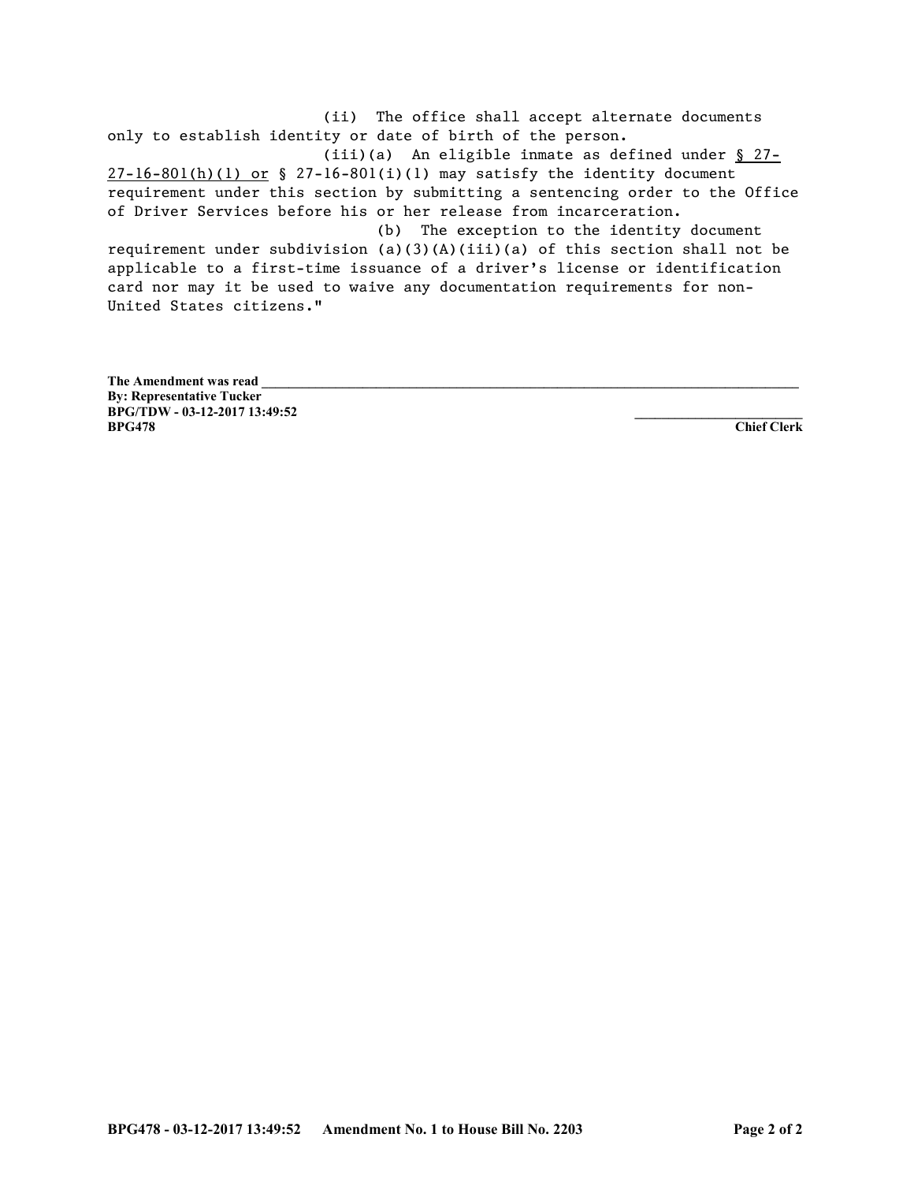(ii) The office shall accept alternate documents only to establish identity or date of birth of the person.

(iii)(a) An eligible inmate as defined under <u>§ 27-27-16-801(h)(1) or</u> § 27-16-801(i)(1) may satisfy the identity document requirement under this section by submitting a sentencing order to the Office of Driver Services before his or her release from incarceration.

(b) The exception to the identity document requirement under subdivision (a)(3)(A)(iii)(a) of this section shall not be applicable to a first-time issuance of a driver's license or identification card nor may it be used to waive any documentation requirements for non-United States citizens."

**The Amendment was read** \_\_\_\_\_\_\_\_\_\_\_\_\_\_\_\_\_\_\_\_\_\_\_\_\_\_\_\_\_\_\_\_\_\_\_\_\_\_\_\_

**By: Representative Tucker**

**BPG/TDW - 03-12-2017 13:49:52** \_\_\_\_\_\_\_\_\_\_\_\_\_\_\_\_\_\_\_\_

**BPG478** **Chief Clerk**